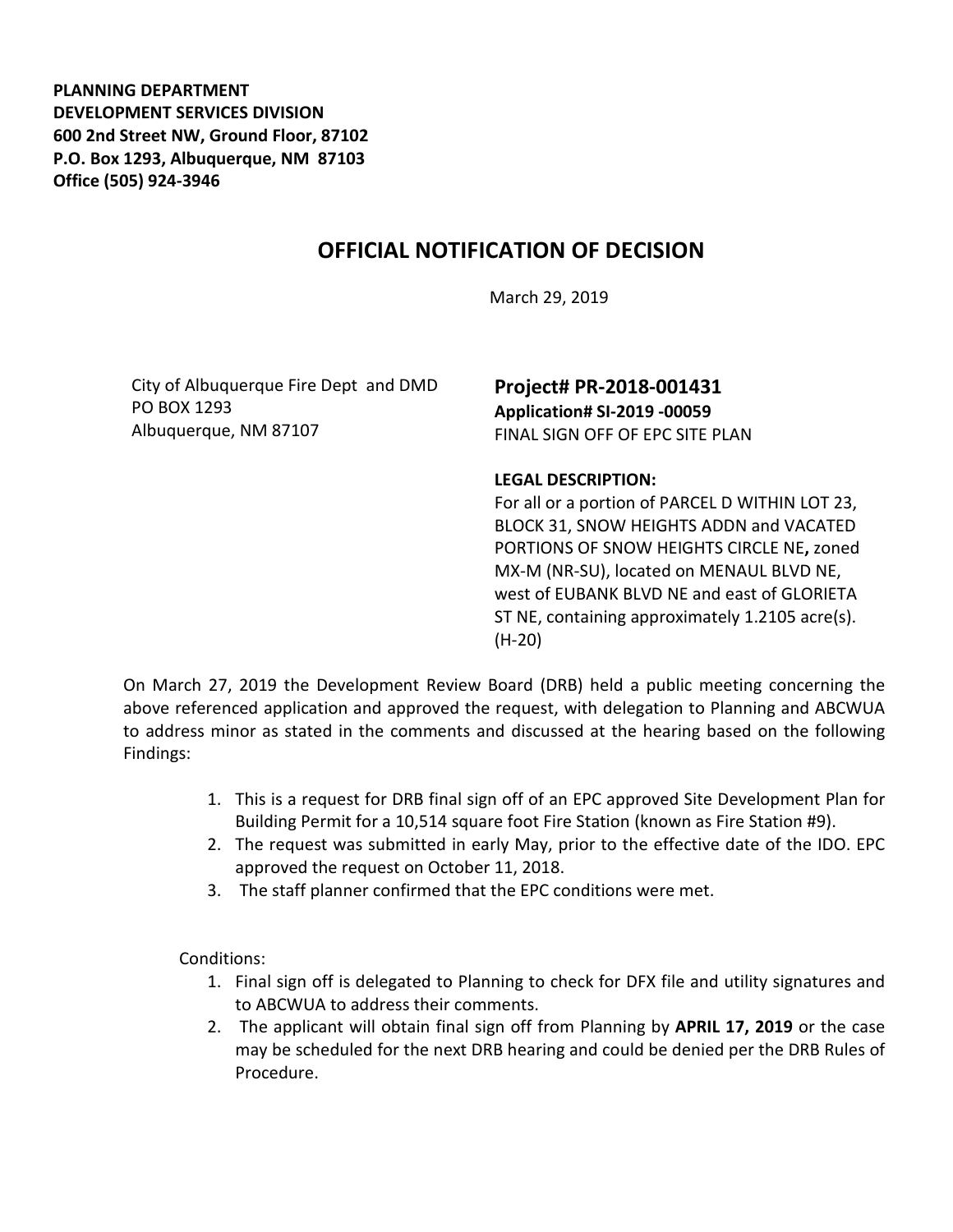**PLANNING DEPARTMENT**
**DEVELOPMENT SERVICES DIVISION**
**600 2nd Street NW, Ground Floor, 87102**
**P.O. Box 1293, Albuquerque, NM 87103**
**Office (505) 924-3946**

# OFFICIAL NOTIFICATION OF DECISION

March 29, 2019

City of Albuquerque Fire Dept and DMD
PO BOX 1293
Albuquerque, NM 87107

## Project# PR-2018-001431

**Application# SI-2019 -00059**
FINAL SIGN OFF OF EPC SITE PLAN

**LEGAL DESCRIPTION:**
For all or a portion of PARCEL D WITHIN LOT 23, BLOCK 31, SNOW HEIGHTS ADDN and VACATED PORTIONS OF SNOW HEIGHTS CIRCLE NE**,** zoned MX-M (NR-SU), located on MENAUL BLVD NE, west of EUBANK BLVD NE and east of GLORIETA ST NE, containing approximately 1.2105 acre(s). (H-20)

On March 27, 2019 the Development Review Board (DRB) held a public meeting concerning the above referenced application and approved the request, with delegation to Planning and ABCWUA to address minor as stated in the comments and discussed at the hearing based on the following Findings:

1. This is a request for DRB final sign off of an EPC approved Site Development Plan for Building Permit for a 10,514 square foot Fire Station (known as Fire Station #9).
2. The request was submitted in early May, prior to the effective date of the IDO. EPC approved the request on October 11, 2018.
3. The staff planner confirmed that the EPC conditions were met.

Conditions:

1. Final sign off is delegated to Planning to check for DFX file and utility signatures and to ABCWUA to address their comments.
2. The applicant will obtain final sign off from Planning by **APRIL 17, 2019** or the case may be scheduled for the next DRB hearing and could be denied per the DRB Rules of Procedure.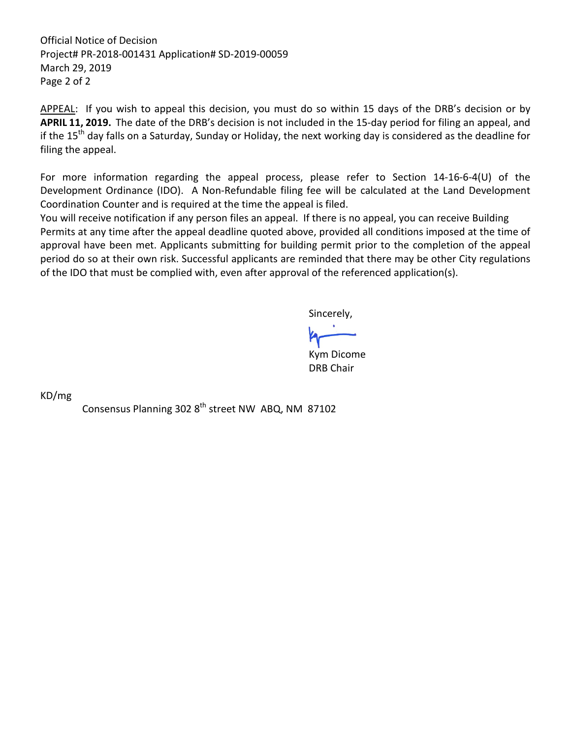Official Notice of Decision
Project# PR-2018-001431 Application# SD-2019-00059
March 29, 2019

APPEAL: If you wish to appeal this decision, you must do so within 15 days of the DRB's decision or by **APRIL 11, 2019.** The date of the DRB's decision is not included in the 15-day period for filing an appeal, and if the 15th day falls on a Saturday, Sunday or Holiday, the next working day is considered as the deadline for filing the appeal.

For more information regarding the appeal process, please refer to Section 14-16-6-4(U) of the Development Ordinance (IDO). A Non-Refundable filing fee will be calculated at the Land Development Coordination Counter and is required at the time the appeal is filed.
You will receive notification if any person files an appeal. If there is no appeal, you can receive Building Permits at any time after the appeal deadline quoted above, provided all conditions imposed at the time of approval have been met. Applicants submitting for building permit prior to the completion of the appeal period do so at their own risk. Successful applicants are reminded that there may be other City regulations of the IDO that must be complied with, even after approval of the referenced application(s).

Sincerely,

Kym Dicome
DRB Chair

KD/mg

Consensus Planning 302 8th street NW ABQ, NM 87102